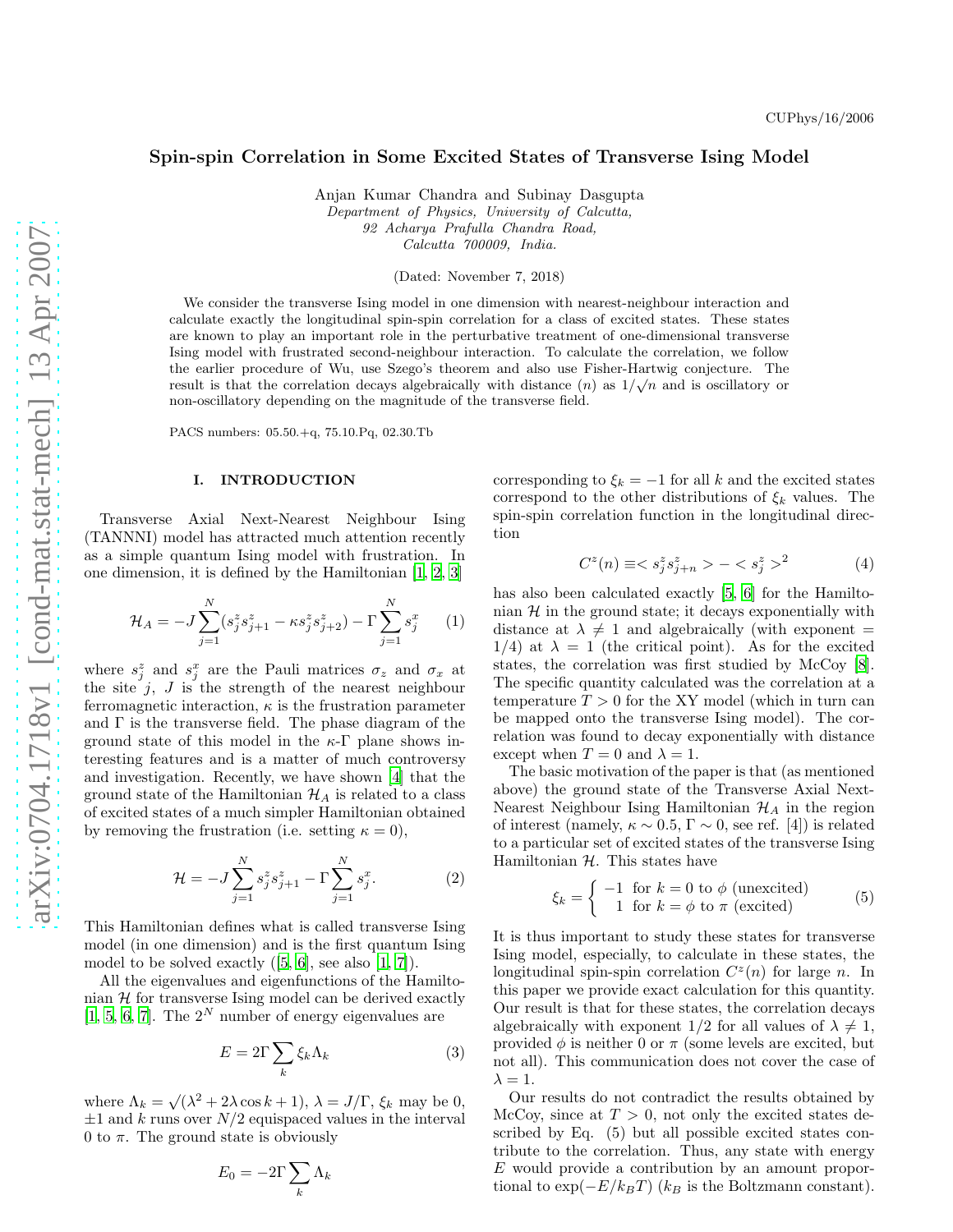# Spin-spin Correlation in Some Excited States of Transverse Ising Model

Anjan Kumar Chandra and Subinay Dasgupta

*Department of Physics, University of Calcutta,*
*92 Acharya Prafulla Chandra Road,*
*Calcutta 700009, India.*

(Dated: November 7, 2018)

We consider the transverse Ising model in one dimension with nearest-neighbour interaction and calculate exactly the longitudinal spin-spin correlation for a class of excited states. These states are known to play an important role in the perturbative treatment of one-dimensional transverse Ising model with frustrated second-neighbour interaction. To calculate the correlation, we follow the earlier procedure of Wu, use Szego's theorem and also use Fisher-Hartwig conjecture. The result is that the correlation decays algebraically with distance ($n$) as $1/\sqrt{n}$ and is oscillatory or non-oscillatory depending on the magnitude of the transverse field.

PACS numbers: 05.50.+q, 75.10.Pq, 02.30.Tb

## I. INTRODUCTION

Transverse Axial Next-Nearest Neighbour Ising (TANNNI) model has attracted much attention recently as a simple quantum Ising model with frustration. In one dimension, it is defined by the Hamiltonian [1, 2, 3]

$$\mathcal{H}_A = -J\sum_{j=1}^{N}(s_j^z s_{j+1}^z - \kappa s_j^z s_{j+2}^z) - \Gamma\sum_{j=1}^{N} s_j^x \tag{1}$$

where $s_j^z$ and $s_j^x$ are the Pauli matrices $\sigma_z$ and $\sigma_x$ at the site $j$, $J$ is the strength of the nearest neighbour ferromagnetic interaction, $\kappa$ is the frustration parameter and $\Gamma$ is the transverse field. The phase diagram of the ground state of this model in the $\kappa$-$\Gamma$ plane shows interesting features and is a matter of much controversy and investigation. Recently, we have shown [4] that the ground state of the Hamiltonian $\mathcal{H}_A$ is related to a class of excited states of a much simpler Hamiltonian obtained by removing the frustration (i.e. setting $\kappa = 0$),

$$\mathcal{H} = -J\sum_{j=1}^{N} s_j^z s_{j+1}^z - \Gamma\sum_{j=1}^{N} s_j^x. \tag{2}$$

This Hamiltonian defines what is called transverse Ising model (in one dimension) and is the first quantum Ising model to be solved exactly ([5, 6], see also [1, 7]).

All the eigenvalues and eigenfunctions of the Hamiltonian $\mathcal{H}$ for transverse Ising model can be derived exactly [1, 5, 6, 7]. The $2^N$ number of energy eigenvalues are

$$E = 2\Gamma\sum_k \xi_k \Lambda_k \tag{3}$$

where $\Lambda_k = \sqrt{(\lambda^2 + 2\lambda\cos k + 1)}$, $\lambda = J/\Gamma$, $\xi_k$ may be 0, $\pm 1$ and $k$ runs over $N/2$ equispaced values in the interval 0 to $\pi$. The ground state is obviously

$$E_0 = -2\Gamma\sum_k \Lambda_k$$

corresponding to $\xi_k = -1$ for all $k$ and the excited states correspond to the other distributions of $\xi_k$ values. The spin-spin correlation function in the longitudinal direction

$$C^z(n) \equiv < s_j^z s_{j+n}^z > - < s_j^z >^2 \tag{4}$$

has also been calculated exactly [5, 6] for the Hamiltonian $\mathcal{H}$ in the ground state; it decays exponentially with distance at $\lambda \neq 1$ and algebraically (with exponent = 1/4) at $\lambda = 1$ (the critical point). As for the excited states, the correlation was first studied by McCoy [8]. The specific quantity calculated was the correlation at a temperature $T > 0$ for the XY model (which in turn can be mapped onto the transverse Ising model). The correlation was found to decay exponentially with distance except when $T = 0$ and $\lambda = 1$.

The basic motivation of the paper is that (as mentioned above) the ground state of the Transverse Axial Next-Nearest Neighbour Ising Hamiltonian $\mathcal{H}_A$ in the region of interest (namely, $\kappa \sim 0.5$, $\Gamma \sim 0$, see ref. [4]) is related to a particular set of excited states of the transverse Ising Hamiltonian $\mathcal{H}$. This states have

$$\xi_k = \begin{cases} -1 & \text{for } k = 0 \text{ to } \phi \text{ (unexcited)} \\ 1 & \text{for } k = \phi \text{ to } \pi \text{ (excited)} \end{cases} \tag{5}$$

It is thus important to study these states for transverse Ising model, especially, to calculate in these states, the longitudinal spin-spin correlation $C^z(n)$ for large $n$. In this paper we provide exact calculation for this quantity. Our result is that for these states, the correlation decays algebraically with exponent 1/2 for all values of $\lambda \neq 1$, provided $\phi$ is neither 0 or $\pi$ (some levels are excited, but not all). This communication does not cover the case of $\lambda = 1$.

Our results do not contradict the results obtained by McCoy, since at $T > 0$, not only the excited states described by Eq. (5) but all possible excited states contribute to the correlation. Thus, any state with energy $E$ would provide a contribution by an amount proportional to $\exp(-E/k_B T)$ ($k_B$ is the Boltzmann constant).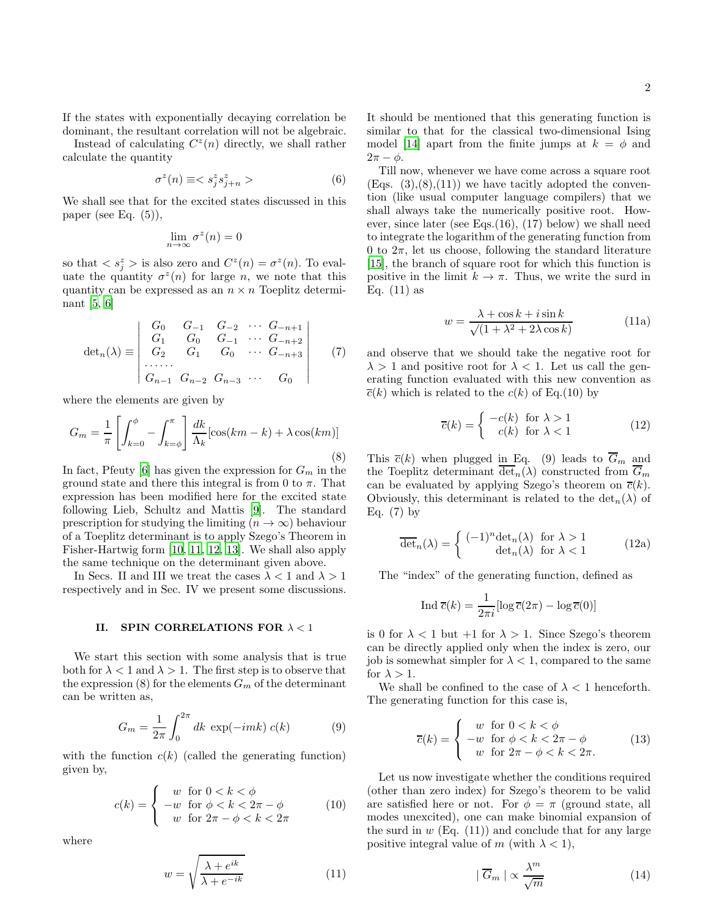If the states with exponentially decaying correlation be dominant, the resultant correlation will not be algebraic.

Instead of calculating $C^z(n)$ directly, we shall rather calculate the quantity

$$\sigma^z(n) \equiv < s^z_j s^z_{j+n} > \tag{6}$$

We shall see that for the excited states discussed in this paper (see Eq. (5)),

$$\lim_{n\to\infty} \sigma^z(n) = 0$$

so that $< s^z_j >$ is also zero and $C^z(n) = \sigma^z(n)$. To evaluate the quantity $\sigma^z(n)$ for large $n$, we note that this quantity can be expressed as an $n \times n$ Toeplitz determinant [5, 6]

$$\mathrm{det}_n(\lambda) \equiv \begin{vmatrix} G_0 & G_{-1} & G_{-2} & \cdots & G_{-n+1} \\ G_1 & G_0 & G_{-1} & \cdots & G_{-n+2} \\ G_2 & G_1 & G_0 & \cdots & G_{-n+3} \\ \cdots\cdots & & & & \\ G_{n-1} & G_{n-2} & G_{n-3} & \cdots & G_0 \end{vmatrix} \tag{7}$$

where the elements are given by

$$G_m = \frac{1}{\pi}\left[\int_{k=0}^{\phi} - \int_{k=\phi}^{\pi}\right]\frac{dk}{\Lambda_k}[\cos(km-k) + \lambda\cos(km)] \tag{8}$$

In fact, Pfeuty [6] has given the expression for $G_m$ in the ground state and there this integral is from 0 to $\pi$. That expression has been modified here for the excited state following Lieb, Schultz and Mattis [9]. The standard prescription for studying the limiting ($n \to \infty$) behaviour of a Toeplitz determinant is to apply Szego's Theorem in Fisher-Hartwig form [10, 11, 12, 13]. We shall also apply the same technique on the determinant given above.

In Secs. II and III we treat the cases $\lambda < 1$ and $\lambda > 1$ respectively and in Sec. IV we present some discussions.

## II. SPIN CORRELATIONS FOR $\lambda < 1$

We start this section with some analysis that is true both for $\lambda < 1$ and $\lambda > 1$. The first step is to observe that the expression (8) for the elements $G_m$ of the determinant can be written as,

$$G_m = \frac{1}{2\pi}\int_0^{2\pi} dk\ \exp(-imk)\ c(k) \tag{9}$$

with the function $c(k)$ (called the generating function) given by,

$$c(k) = \begin{cases} w & \text{for } 0 < k < \phi \\ -w & \text{for } \phi < k < 2\pi - \phi \\ w & \text{for } 2\pi - \phi < k < 2\pi \end{cases} \tag{10}$$

where

$$w = \sqrt{\frac{\lambda + e^{ik}}{\lambda + e^{-ik}}} \tag{11}$$

It should be mentioned that this generating function is similar to that for the classical two-dimensional Ising model [14] apart from the finite jumps at $k = \phi$ and $2\pi - \phi$.

Till now, whenever we have come across a square root (Eqs. (3),(8),(11)) we have tacitly adopted the convention (like usual computer language compilers) that we shall always take the numerically positive root. However, since later (see Eqs.(16), (17) below) we shall need to integrate the logarithm of the generating function from 0 to $2\pi$, let us choose, following the standard literature [15], the branch of square root for which this function is positive in the limit $k \to \pi$. Thus, we write the surd in Eq. (11) as

$$w = \frac{\lambda + \cos k + i \sin k}{\sqrt{(1 + \lambda^2 + 2\lambda\cos k)}} \tag{11a}$$

and observe that we should take the negative root for $\lambda > 1$ and positive root for $\lambda < 1$. Let us call the generating function evaluated with this new convention as $\overline{c}(k)$ which is related to the $c(k)$ of Eq.(10) by

$$\overline{c}(k) = \begin{cases} -c(k) & \text{for } \lambda > 1 \\ c(k) & \text{for } \lambda < 1 \end{cases} \tag{12}$$

This $\overline{c}(k)$ when plugged in Eq. (9) leads to $\overline{G}_m$ and the Toeplitz determinant $\overline{\mathrm{det}}_n(\lambda)$ constructed from $\overline{G}_m$ can be evaluated by applying Szego's theorem on $\overline{c}(k)$. Obviously, this determinant is related to the $\mathrm{det}_n(\lambda)$ of Eq. (7) by

$$\overline{\mathrm{det}}_n(\lambda) = \begin{cases} (-1)^n \mathrm{det}_n(\lambda) & \text{for } \lambda > 1 \\ \mathrm{det}_n(\lambda) & \text{for } \lambda < 1 \end{cases} \tag{12a}$$

The "index" of the generating function, defined as

$$\mathrm{Ind}\ \overline{c}(k) = \frac{1}{2\pi i}[\log \overline{c}(2\pi) - \log \overline{c}(0)]$$

is 0 for $\lambda < 1$ but +1 for $\lambda > 1$. Since Szego's theorem can be directly applied only when the index is zero, our job is somewhat simpler for $\lambda < 1$, compared to the same for $\lambda > 1$.

We shall be confined to the case of $\lambda < 1$ henceforth. The generating function for this case is,

$$\overline{c}(k) = \begin{cases} w & \text{for } 0 < k < \phi \\ -w & \text{for } \phi < k < 2\pi - \phi \\ w & \text{for } 2\pi - \phi < k < 2\pi. \end{cases} \tag{13}$$

Let us now investigate whether the conditions required (other than zero index) for Szego's theorem to be valid are satisfied here or not. For $\phi = \pi$ (ground state, all modes unexcited), one can make binomial expansion of the surd in $w$ (Eq. (11)) and conclude that for any large positive integral value of $m$ (with $\lambda < 1$),

$$|\ \overline{G}_m\ | \propto \frac{\lambda^m}{\sqrt{m}} \tag{14}$$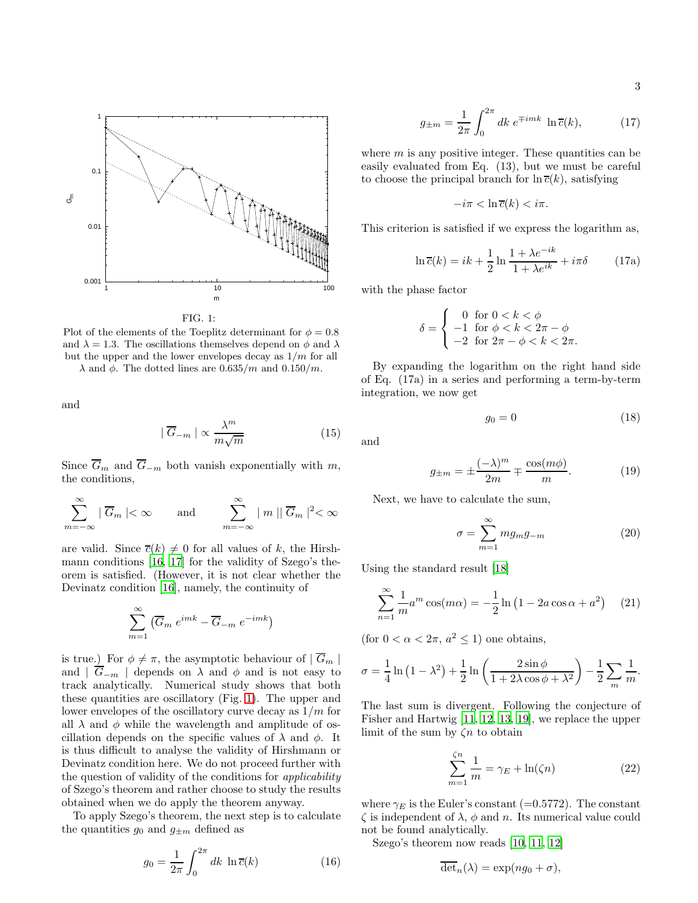FIG. 1:

Plot of the elements of the Toeplitz determinant for $\phi = 0.8$ and $\lambda = 1.3$. The oscillations themselves depend on $\phi$ and $\lambda$ but the upper and the lower envelopes decay as $1/m$ for all $\lambda$ and $\phi$. The dotted lines are $0.635/m$ and $0.150/m$.

and

$$| \overline{G}_{-m} | \propto \frac{\lambda^m}{m\sqrt{m}} \tag{15}$$

Since $\overline{G}_m$ and $\overline{G}_{-m}$ both vanish exponentially with $m$, the conditions,

$$\sum_{m=-\infty}^{\infty} | \overline{G}_m | < \infty \qquad \text{and} \qquad \sum_{m=-\infty}^{\infty} | m || \overline{G}_m |^2 < \infty$$

are valid. Since $\overline{c}(k) \neq 0$ for all values of $k$, the Hirshmann conditions [16, 17] for the validity of Szego's theorem is satisfied. (However, it is not clear whether the Devinatz condition [16], namely, the continuity of

$$\sum_{m=1}^{\infty} \left( \overline{G}_m \, e^{imk} - \overline{G}_{-m} \, e^{-imk} \right)$$

is true.) For $\phi \neq \pi$, the asymptotic behaviour of $| \overline{G}_m |$ and $| \overline{G}_{-m} |$ depends on $\lambda$ and $\phi$ and is not easy to track analytically. Numerical study shows that both these quantities are oscillatory (Fig. 1). The upper and lower envelopes of the oscillatory curve decay as $1/m$ for all $\lambda$ and $\phi$ while the wavelength and amplitude of oscillation depends on the specific values of $\lambda$ and $\phi$. It is thus difficult to analyse the validity of Hirshmann or Devinatz condition here. We do not proceed further with the question of validity of the conditions for *applicability* of Szego's theorem and rather choose to study the results obtained when we do apply the theorem anyway.

To apply Szego's theorem, the next step is to calculate the quantities $g_0$ and $g_{\pm m}$ defined as

$$g_0 = \frac{1}{2\pi} \int_0^{2\pi} dk \, \ln \overline{c}(k) \tag{16}$$

$$g_{\pm m} = \frac{1}{2\pi} \int_0^{2\pi} dk \, e^{\mp imk} \, \ln \overline{c}(k), \tag{17}$$

where $m$ is any positive integer. These quantities can be easily evaluated from Eq. (13), but we must be careful to choose the principal branch for $\ln \overline{c}(k)$, satisfying

$$-i\pi < \ln \overline{c}(k) < i\pi.$$

This criterion is satisfied if we express the logarithm as,

$$\ln \overline{c}(k) = ik + \frac{1}{2} \ln \frac{1 + \lambda e^{-ik}}{1 + \lambda e^{ik}} + i\pi\delta \tag{17a}$$

with the phase factor

$$\delta = \begin{cases} 0 & \text{for } 0 < k < \phi \\ -1 & \text{for } \phi < k < 2\pi - \phi \\ -2 & \text{for } 2\pi - \phi < k < 2\pi. \end{cases}$$

By expanding the logarithm on the right hand side of Eq. (17a) in a series and performing a term-by-term integration, we now get

$$g_0 = 0 \tag{18}$$

and

$$g_{\pm m} = \pm \frac{(-\lambda)^m}{2m} \mp \frac{\cos(m\phi)}{m}. \tag{19}$$

Next, we have to calculate the sum,

$$\sigma = \sum_{m=1}^{\infty} m g_m g_{-m} \tag{20}$$

Using the standard result [18]

$$\sum_{n=1}^{\infty} \frac{1}{m} a^m \cos(m\alpha) = -\frac{1}{2} \ln \left( 1 - 2a \cos \alpha + a^2 \right) \tag{21}$$

(for $0 < \alpha < 2\pi$, $a^2 \leq 1$) one obtains,

$$\sigma = \frac{1}{4} \ln \left( 1 - \lambda^2 \right) + \frac{1}{2} \ln \left( \frac{2 \sin \phi}{1 + 2\lambda \cos \phi + \lambda^2} \right) - \frac{1}{2} \sum_m \frac{1}{m}.$$

The last sum is divergent. Following the conjecture of Fisher and Hartwig [11, 12, 13, 19], we replace the upper limit of the sum by $\zeta n$ to obtain

$$\sum_{m=1}^{\zeta n} \frac{1}{m} = \gamma_E + \ln(\zeta n) \tag{22}$$

where $\gamma_E$ is the Euler's constant (=0.5772). The constant $\zeta$ is independent of $\lambda$, $\phi$ and $n$. Its numerical value could not be found analytically.

Szego's theorem now reads [10, 11, 12]

$$\overline{\det}_n(\lambda) = \exp(n g_0 + \sigma),$$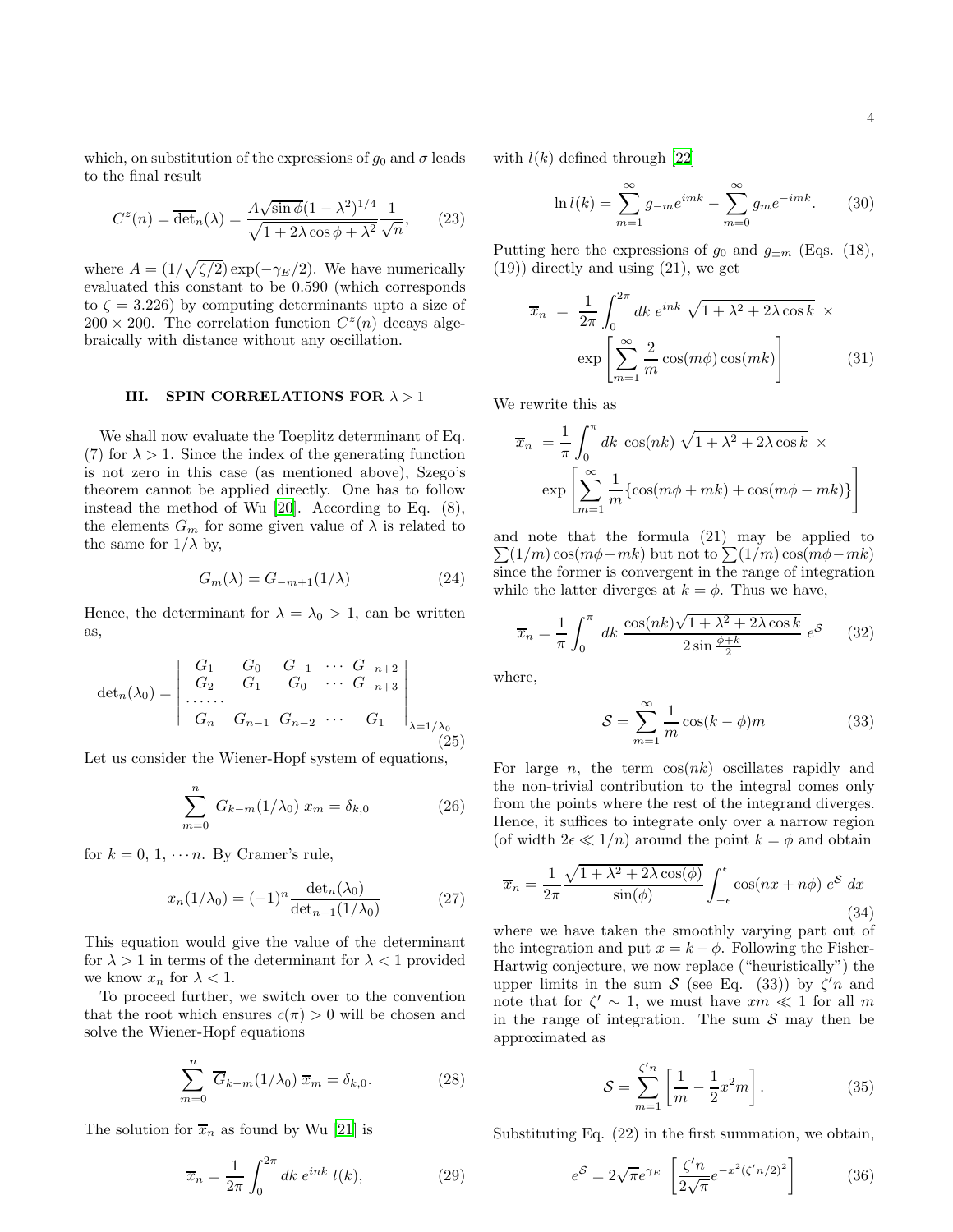which, on substitution of the expressions of $g_0$ and $\sigma$ leads to the final result

$$C^z(n) = \overline{\det}_n(\lambda) = \frac{A\sqrt{\sin\phi}(1-\lambda^2)^{1/4}}{\sqrt{1+2\lambda\cos\phi+\lambda^2}}\frac{1}{\sqrt{n}}, \tag{23}$$

where $A = (1/\sqrt{\zeta/2})\exp(-\gamma_E/2)$. We have numerically evaluated this constant to be 0.590 (which corresponds to $\zeta = 3.226$) by computing determinants upto a size of $200\times 200$. The correlation function $C^z(n)$ decays algebraically with distance without any oscillation.

## III. SPIN CORRELATIONS FOR $\lambda > 1$

We shall now evaluate the Toeplitz determinant of Eq. (7) for $\lambda > 1$. Since the index of the generating function is not zero in this case (as mentioned above), Szego's theorem cannot be applied directly. One has to follow instead the method of Wu [20]. According to Eq. (8), the elements $G_m$ for some given value of $\lambda$ is related to the same for $1/\lambda$ by,

$$G_m(\lambda) = G_{-m+1}(1/\lambda) \tag{24}$$

Hence, the determinant for $\lambda = \lambda_0 > 1$, can be written as,

$$\det_n(\lambda_0) = \left|\begin{array}{ccccc} G_1 & G_0 & G_{-1} & \cdots & G_{-n+2} \\ G_2 & G_1 & G_0 & \cdots & G_{-n+3} \\ \cdots\cdots & & & & \\ G_n & G_{n-1} & G_{n-2} & \cdots & G_1 \end{array}\right|_{\lambda=1/\lambda_0} \tag{25}$$

Let us consider the Wiener-Hopf system of equations,

$$\sum_{m=0}^{n} G_{k-m}(1/\lambda_0)\, x_m = \delta_{k,0} \tag{26}$$

for $k = 0,\, 1,\, \cdots n$. By Cramer's rule,

$$x_n(1/\lambda_0) = (-1)^n \frac{\det_n(\lambda_0)}{\det_{n+1}(1/\lambda_0)} \tag{27}$$

This equation would give the value of the determinant for $\lambda > 1$ in terms of the determinant for $\lambda < 1$ provided we know $x_n$ for $\lambda < 1$.

To proceed further, we switch over to the convention that the root which ensures $c(\pi) > 0$ will be chosen and solve the Wiener-Hopf equations

$$\sum_{m=0}^{n} \overline{G}_{k-m}(1/\lambda_0)\, \overline{x}_m = \delta_{k,0}. \tag{28}$$

The solution for $\overline{x}_n$ as found by Wu [21] is

$$\overline{x}_n = \frac{1}{2\pi}\int_0^{2\pi} dk\; e^{ink}\, l(k), \tag{29}$$

with $l(k)$ defined through [22]

$$\ln l(k) = \sum_{m=1}^{\infty} g_{-m}e^{imk} - \sum_{m=0}^{\infty} g_m e^{-imk}. \tag{30}$$

Putting here the expressions of $g_0$ and $g_{\pm m}$ (Eqs. (18), (19)) directly and using (21), we get

$$\overline{x}_n = \frac{1}{2\pi}\int_0^{2\pi} dk\; e^{ink}\, \sqrt{1+\lambda^2+2\lambda\cos k}\; \times \exp\left[\sum_{m=1}^{\infty}\frac{2}{m}\cos(m\phi)\cos(mk)\right] \tag{31}$$

We rewrite this as

$$\overline{x}_n = \frac{1}{\pi}\int_0^{\pi} dk\; \cos(nk)\, \sqrt{1+\lambda^2+2\lambda\cos k}\; \times \exp\left[\sum_{m=1}^{\infty}\frac{1}{m}\{\cos(m\phi+mk)+\cos(m\phi-mk)\}\right]$$

and note that the formula (21) may be applied to $\sum(1/m)\cos(m\phi+mk)$ but not to $\sum(1/m)\cos(m\phi-mk)$ since the former is convergent in the range of integration while the latter diverges at $k=\phi$. Thus we have,

$$\overline{x}_n = \frac{1}{\pi}\int_0^{\pi} dk\; \frac{\cos(nk)\sqrt{1+\lambda^2+2\lambda\cos k}}{2\sin\frac{\phi+k}{2}}\; e^{\mathcal{S}} \tag{32}$$

where,

$$\mathcal{S} = \sum_{m=1}^{\infty}\frac{1}{m}\cos(k-\phi)m \tag{33}$$

For large $n$, the term $\cos(nk)$ oscillates rapidly and the non-trivial contribution to the integral comes only from the points where the rest of the integrand diverges. Hence, it suffices to integrate only over a narrow region (of width $2\epsilon \ll 1/n$) around the point $k=\phi$ and obtain

$$\overline{x}_n = \frac{1}{2\pi}\frac{\sqrt{1+\lambda^2+2\lambda\cos(\phi)}}{\sin(\phi)}\int_{-\epsilon}^{\epsilon}\cos(nx+n\phi)\; e^{\mathcal{S}}\; dx \tag{34}$$

where we have taken the smoothly varying part out of the integration and put $x = k-\phi$. Following the Fisher-Hartwig conjecture, we now replace ("heuristically") the upper limits in the sum $\mathcal{S}$ (see Eq. (33)) by $\zeta' n$ and note that for $\zeta' \sim 1$, we must have $xm \ll 1$ for all $m$ in the range of integration. The sum $\mathcal{S}$ may then be approximated as

$$\mathcal{S} = \sum_{m=1}^{\zeta' n}\left[\frac{1}{m} - \frac{1}{2}x^2 m\right]. \tag{35}$$

Substituting Eq. (22) in the first summation, we obtain,

$$e^{\mathcal{S}} = 2\sqrt{\pi}e^{\gamma_E}\left[\frac{\zeta' n}{2\sqrt{\pi}}e^{-x^2(\zeta' n/2)^2}\right] \tag{36}$$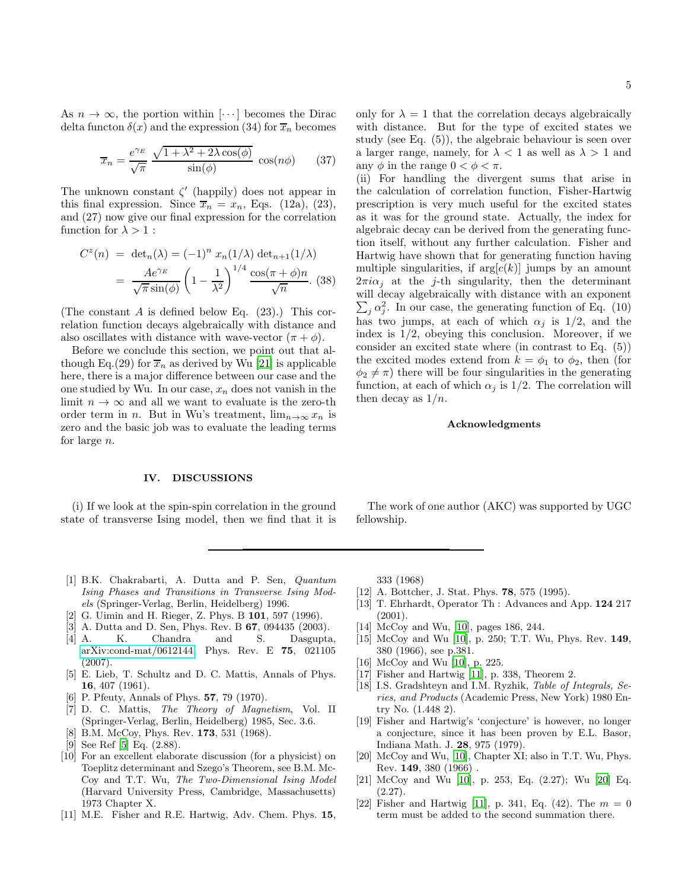As $n \to \infty$, the portion within $[\cdots]$ becomes the Dirac delta functon $\delta(x)$ and the expression (34) for $\overline{x}_n$ becomes

$$\overline{x}_n = \frac{e^{\gamma_E}}{\sqrt{\pi}} \frac{\sqrt{1+\lambda^2+2\lambda\cos(\phi)}}{\sin(\phi)} \cos(n\phi) \qquad (37)$$

The unknown constant $\zeta'$ (happily) does not appear in this final expression. Since $\overline{x}_n = x_n$, Eqs. (12a), (23), and (27) now give our final expression for the correlation function for $\lambda > 1$ :

$$\begin{aligned} C^z(n) &= \det{}_n(\lambda) = (-1)^n \, x_n(1/\lambda) \det{}_{n+1}(1/\lambda) \\ &= \frac{Ae^{\gamma_E}}{\sqrt{\pi}\sin(\phi)} \left(1 - \frac{1}{\lambda^2}\right)^{1/4} \frac{\cos(\pi+\phi)n}{\sqrt{n}}. \quad (38) \end{aligned}$$

(The constant $A$ is defined below Eq. (23).) This correlation function decays algebraically with distance and also oscillates with distance with wave-vector $(\pi + \phi)$.

Before we conclude this section, we point out that although Eq.(29) for $\overline{x}_n$ as derived by Wu [21] is applicable here, there is a major difference between our case and the one studied by Wu. In our case, $x_n$ does not vanish in the limit $n \to \infty$ and all we want to evaluate is the zero-th order term in $n$. But in Wu's treatment, $\lim_{n\to\infty} x_n$ is zero and the basic job was to evaluate the leading terms for large $n$.

## IV. DISCUSSIONS

(i) If we look at the spin-spin correlation in the ground state of transverse Ising model, then we find that it is only for $\lambda = 1$ that the correlation decays algebraically with distance. But for the type of excited states we study (see Eq. (5)), the algebraic behaviour is seen over a larger range, namely, for $\lambda < 1$ as well as $\lambda > 1$ and any $\phi$ in the range $0 < \phi < \pi$.

(ii) For handling the divergent sums that arise in the calculation of correlation function, Fisher-Hartwig prescription is very much useful for the excited states as it was for the ground state. Actually, the index for algebraic decay can be derived from the generating function itself, without any further calculation. Fisher and Hartwig have shown that for generating function having multiple singularities, if $\arg[c(k)]$ jumps by an amount $2\pi i\alpha_j$ at the $j$-th singularity, then the determinant will decay algebraically with distance with an exponent $\sum_j \alpha_j^2$. In our case, the generating function of Eq. (10) has two jumps, at each of which $\alpha_j$ is $1/2$, and the index is $1/2$, obeying this conclusion. Moreover, if we consider an excited state where (in contrast to Eq. (5)) the excited modes extend from $k = \phi_1$ to $\phi_2$, then (for $\phi_2 \neq \pi$) there will be four singularities in the generating function, at each of which $\alpha_j$ is $1/2$. The correlation will then decay as $1/n$.

### Acknowledgments

The work of one author (AKC) was supported by UGC fellowship.

---

[1] B.K. Chakrabarti, A. Dutta and P. Sen, *Quantum Ising Phases and Transitions in Transverse Ising Models* (Springer-Verlag, Berlin, Heidelberg) 1996.
[2] G. Uimin and H. Rieger, Z. Phys. B **101**, 597 (1996).
[3] A. Dutta and D. Sen, Phys. Rev. B **67**, 094435 (2003).
[4] A. K. Chandra and S. Dasgupta, arXiv:cond-mat/0612144, Phys. Rev. E **75**, 021105 (2007).
[5] E. Lieb, T. Schultz and D. C. Mattis, Annals of Phys. **16**, 407 (1961).
[6] P. Pfeuty, Annals of Phys. **57**, 79 (1970).
[7] D. C. Mattis, *The Theory of Magnetism*, Vol. II (Springer-Verlag, Berlin, Heidelberg) 1985, Sec. 3.6.
[8] B.M. McCoy, Phys. Rev. **173**, 531 (1968).
[9] See Ref [5] Eq. (2.88).
[10] For an excellent elaborate discussion (for a physicist) on Toeplitz determinant and Szego's Theorem, see B.M. McCoy and T.T. Wu, *The Two-Dimensional Ising Model* (Harvard University Press, Cambridge, Massachusetts) 1973 Chapter X.
[11] M.E. Fisher and R.E. Hartwig, Adv. Chem. Phys. **15**, 333 (1968)
[12] A. Bottcher, J. Stat. Phys. **78**, 575 (1995).
[13] T. Ehrhardt, Operator Th : Advances and App. **124** 217 (2001).
[14] McCoy and Wu, [10], pages 186, 244.
[15] McCoy and Wu [10], p. 250; T.T. Wu, Phys. Rev. **149**, 380 (1966), see p.381.
[16] McCoy and Wu [10], p. 225.
[17] Fisher and Hartwig [11], p. 338, Theorem 2.
[18] I.S. Gradshteyn and I.M. Ryzhik, *Table of Integrals, Series, and Products* (Academic Press, New York) 1980 Entry No. (1.448 2).
[19] Fisher and Hartwig's 'conjecture' is however, no longer a conjecture, since it has been proven by E.L. Basor, Indiana Math. J. **28**, 975 (1979).
[20] McCoy and Wu, [10], Chapter XI; also in T.T. Wu, Phys. Rev. **149**, 380 (1966) .
[21] McCoy and Wu [10], p. 253, Eq. (2.27); Wu [20] Eq. (2.27).
[22] Fisher and Hartwig [11], p. 341, Eq. (42). The $m = 0$ term must be added to the second summation there.